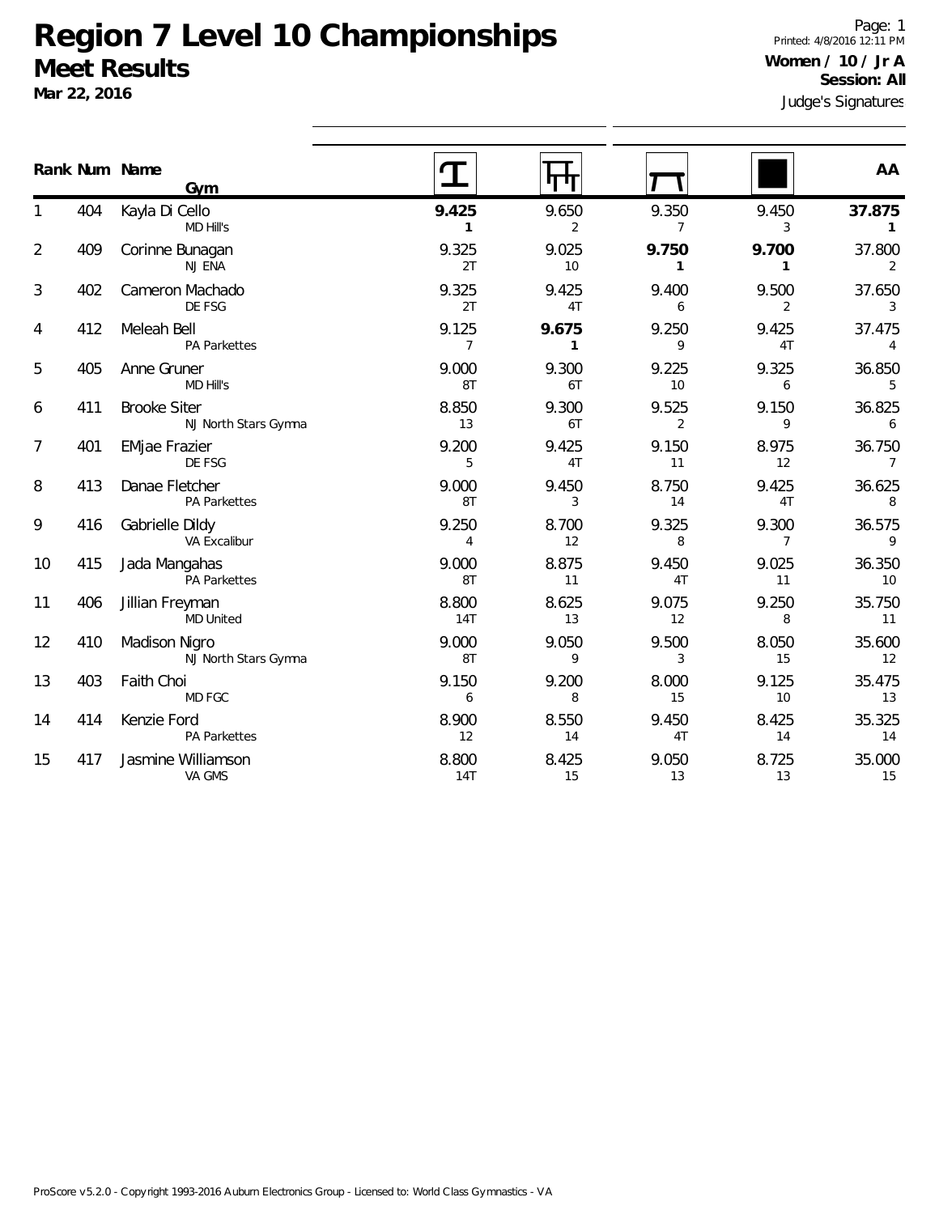# Region 7 Level 10 Championships

## Meet Results

**Mar 22, 2016**

Page: 1
Printed: 4/8/2016 12:11 PM

**Women / 10 / Jr A**
**Session: All**

Judge's Signatures

| Rank | Num | Name / Gym | Vault | Bars | Beam | Floor | AA |
|---|---|---|---|---|---|---|---|
| 1 | 404 | Kayla Di Cello<br>MD Hill's | **9.425**<br>**1** | 9.650<br>2 | 9.350<br>7 | 9.450<br>3 | **37.875**<br>**1** |
| 2 | 409 | Corinne Bunagan<br>NJ ENA | 9.325<br>2T | 9.025<br>10 | **9.750**<br>**1** | **9.700**<br>**1** | 37.800<br>2 |
| 3 | 402 | Cameron Machado<br>DE FSG | 9.325<br>2T | 9.425<br>4T | 9.400<br>6 | 9.500<br>2 | 37.650<br>3 |
| 4 | 412 | Meleah Bell<br>PA Parkettes | 9.125<br>7 | **9.675**<br>**1** | 9.250<br>9 | 9.425<br>4T | 37.475<br>4 |
| 5 | 405 | Anne Gruner<br>MD Hill's | 9.000<br>8T | 9.300<br>6T | 9.225<br>10 | 9.325<br>6 | 36.850<br>5 |
| 6 | 411 | Brooke Siter<br>NJ North Stars Gymna | 8.850<br>13 | 9.300<br>6T | 9.525<br>2 | 9.150<br>9 | 36.825<br>6 |
| 7 | 401 | EMjae Frazier<br>DE FSG | 9.200<br>5 | 9.425<br>4T | 9.150<br>11 | 8.975<br>12 | 36.750<br>7 |
| 8 | 413 | Danae Fletcher<br>PA Parkettes | 9.000<br>8T | 9.450<br>3 | 8.750<br>14 | 9.425<br>4T | 36.625<br>8 |
| 9 | 416 | Gabrielle Dildy<br>VA Excalibur | 9.250<br>4 | 8.700<br>12 | 9.325<br>8 | 9.300<br>7 | 36.575<br>9 |
| 10 | 415 | Jada Mangahas<br>PA Parkettes | 9.000<br>8T | 8.875<br>11 | 9.450<br>4T | 9.025<br>11 | 36.350<br>10 |
| 11 | 406 | Jillian Freyman<br>MD United | 8.800<br>14T | 8.625<br>13 | 9.075<br>12 | 9.250<br>8 | 35.750<br>11 |
| 12 | 410 | Madison Nigro<br>NJ North Stars Gymna | 9.000<br>8T | 9.050<br>9 | 9.500<br>3 | 8.050<br>15 | 35.600<br>12 |
| 13 | 403 | Faith Choi<br>MD FGC | 9.150<br>6 | 9.200<br>8 | 8.000<br>15 | 9.125<br>10 | 35.475<br>13 |
| 14 | 414 | Kenzie Ford<br>PA Parkettes | 8.900<br>12 | 8.550<br>14 | 9.450<br>4T | 8.425<br>14 | 35.325<br>14 |
| 15 | 417 | Jasmine Williamson<br>VA GMS | 8.800<br>14T | 8.425<br>15 | 9.050<br>13 | 8.725<br>13 | 35.000<br>15 |

ProScore v5.2.0 - Copyright 1993-2016 Auburn Electronics Group - Licensed to: World Class Gymnastics - VA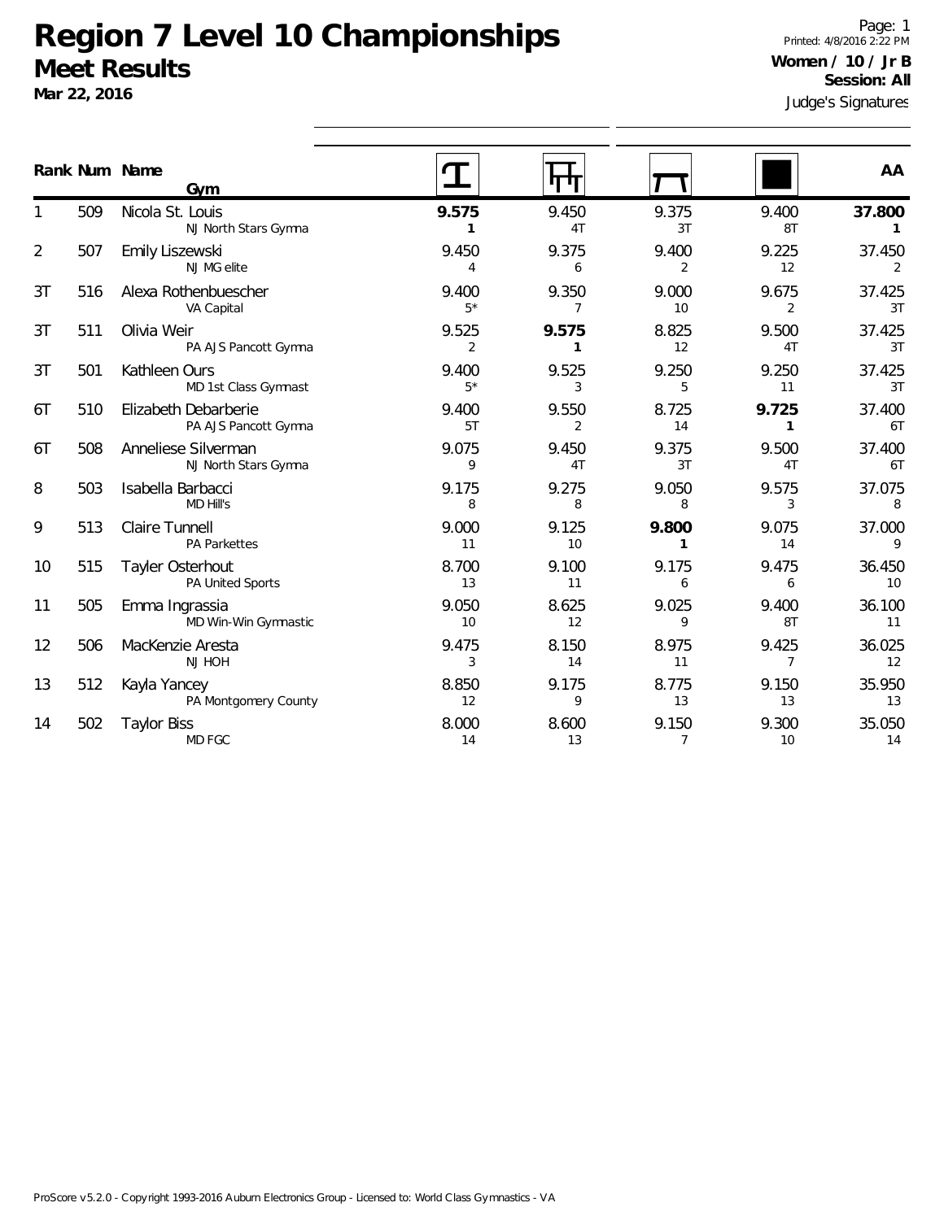# Region 7 Level 10 Championships

## Meet Results

**Mar 22, 2016**

Printed: 4/8/2016 2:22 PM

**Women / 10 / Jr B**

**Session: All**

Judge's Signatures

| Rank | Num | Name / Gym | Vault | Bars | Beam | Floor | AA |
|---|---|---|---|---|---|---|---|
| 1 | 509 | Nicola St. Louis<br>NJ North Stars Gymna | **9.575**<br>**1** | 9.450<br>4T | 9.375<br>3T | 9.400<br>8T | **37.800**<br>**1** |
| 2 | 507 | Emily Liszewski<br>NJ MG elite | 9.450<br>4 | 9.375<br>6 | 9.400<br>2 | 9.225<br>12 | 37.450<br>2 |
| 3T | 516 | Alexa Rothenbuescher<br>VA Capital | 9.400<br>5* | 9.350<br>7 | 9.000<br>10 | 9.675<br>2 | 37.425<br>3T |
| 3T | 511 | Olivia Weir<br>PA AJS Pancott Gymna | 9.525<br>2 | **9.575**<br>**1** | 8.825<br>12 | 9.500<br>4T | 37.425<br>3T |
| 3T | 501 | Kathleen Ours<br>MD 1st Class Gymnast | 9.400<br>5* | 9.525<br>3 | 9.250<br>5 | 9.250<br>11 | 37.425<br>3T |
| 6T | 510 | Elizabeth Debarberie<br>PA AJS Pancott Gymna | 9.400<br>5T | 9.550<br>2 | 8.725<br>14 | **9.725**<br>**1** | 37.400<br>6T |
| 6T | 508 | Anneliese Silverman<br>NJ North Stars Gymna | 9.075<br>9 | 9.450<br>4T | 9.375<br>3T | 9.500<br>4T | 37.400<br>6T |
| 8 | 503 | Isabella Barbacci<br>MD Hill's | 9.175<br>8 | 9.275<br>8 | 9.050<br>8 | 9.575<br>3 | 37.075<br>8 |
| 9 | 513 | Claire Tunnell<br>PA Parkettes | 9.000<br>11 | 9.125<br>10 | **9.800**<br>**1** | 9.075<br>14 | 37.000<br>9 |
| 10 | 515 | Tayler Osterhout<br>PA United Sports | 8.700<br>13 | 9.100<br>11 | 9.175<br>6 | 9.475<br>6 | 36.450<br>10 |
| 11 | 505 | Emma Ingrassia<br>MD Win-Win Gymnastic | 9.050<br>10 | 8.625<br>12 | 9.025<br>9 | 9.400<br>8T | 36.100<br>11 |
| 12 | 506 | MacKenzie Aresta<br>NJ HOH | 9.475<br>3 | 8.150<br>14 | 8.975<br>11 | 9.425<br>7 | 36.025<br>12 |
| 13 | 512 | Kayla Yancey<br>PA Montgomery County | 8.850<br>12 | 9.175<br>9 | 8.775<br>13 | 9.150<br>13 | 35.950<br>13 |
| 14 | 502 | Taylor Biss<br>MD FGC | 8.000<br>14 | 8.600<br>13 | 9.150<br>7 | 9.300<br>10 | 35.050<br>14 |

ProScore v5.2.0 - Copyright 1993-2016 Auburn Electronics Group - Licensed to: World Class Gymnastics - VA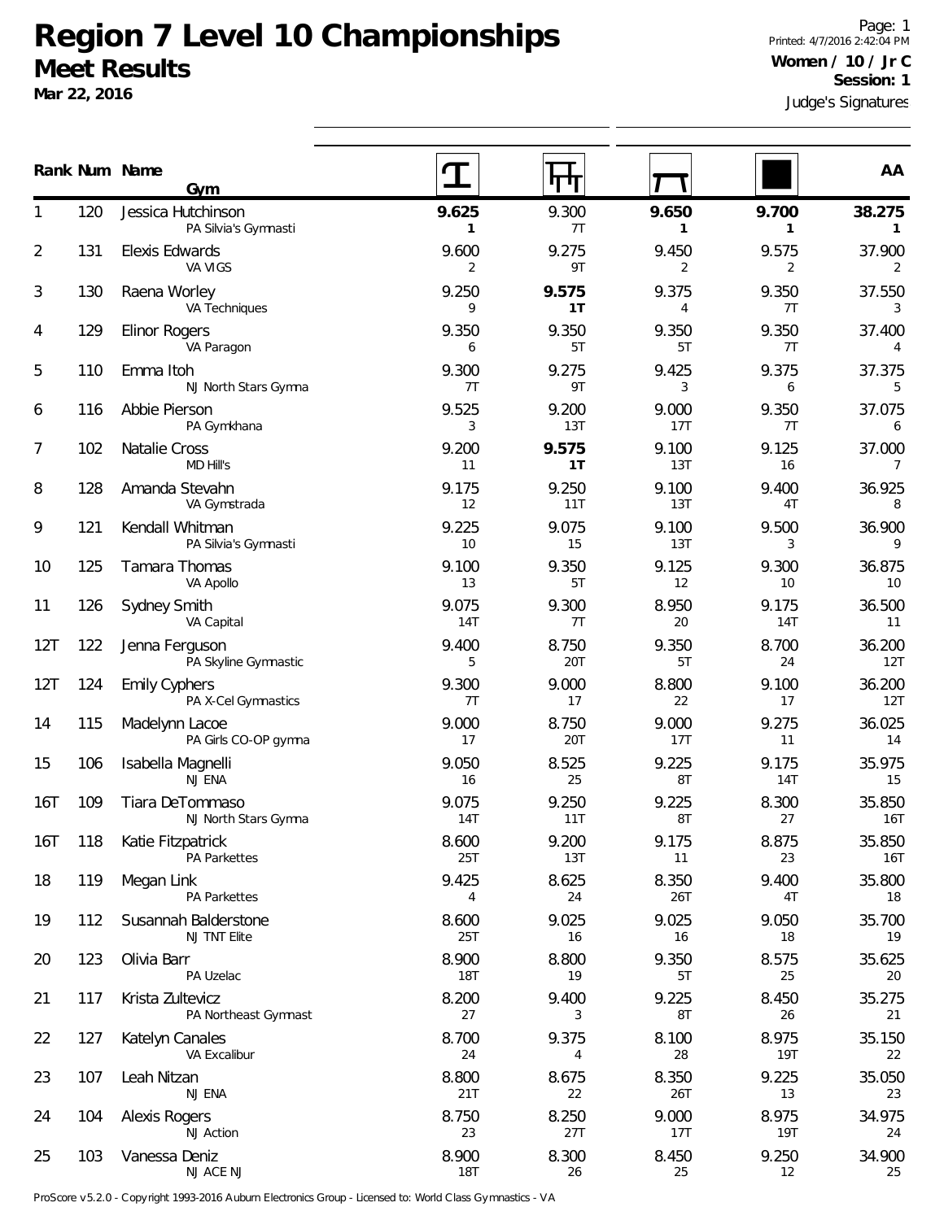# Region 7 Level 10 Championships

## Meet Results

**Mar 22, 2016**

Printed: 4/7/2016 2:42:04 PM

**Women / 10 / Jr C**

**Session: 1**

Judge's Signatures

| Rank | Num | Name / Gym | Vault | Bars | Beam | Floor | AA |
|---|---|---|---|---|---|---|---|
| 1 | 120 | Jessica Hutchinson<br>PA Silvia's Gymnasti | **9.625**<br>**1** | 9.300<br>7T | **9.650**<br>**1** | **9.700**<br>**1** | **38.275**<br>**1** |
| 2 | 131 | Elexis Edwards<br>VA VIGS | 9.600<br>2 | 9.275<br>9T | 9.450<br>2 | 9.575<br>2 | 37.900<br>2 |
| 3 | 130 | Raena Worley<br>VA Techniques | 9.250<br>9 | **9.575**<br>**1T** | 9.375<br>4 | 9.350<br>7T | 37.550<br>3 |
| 4 | 129 | Elinor Rogers<br>VA Paragon | 9.350<br>6 | 9.350<br>5T | 9.350<br>5T | 9.350<br>7T | 37.400<br>4 |
| 5 | 110 | Emma Itoh<br>NJ North Stars Gymna | 9.300<br>7T | 9.275<br>9T | 9.425<br>3 | 9.375<br>6 | 37.375<br>5 |
| 6 | 116 | Abbie Pierson<br>PA Gymkhana | 9.525<br>3 | 9.200<br>13T | 9.000<br>17T | 9.350<br>7T | 37.075<br>6 |
| 7 | 102 | Natalie Cross<br>MD Hill's | 9.200<br>11 | **9.575**<br>**1T** | 9.100<br>13T | 9.125<br>16 | 37.000<br>7 |
| 8 | 128 | Amanda Stevahn<br>VA Gymstrada | 9.175<br>12 | 9.250<br>11T | 9.100<br>13T | 9.400<br>4T | 36.925<br>8 |
| 9 | 121 | Kendall Whitman<br>PA Silvia's Gymnasti | 9.225<br>10 | 9.075<br>15 | 9.100<br>13T | 9.500<br>3 | 36.900<br>9 |
| 10 | 125 | Tamara Thomas<br>VA Apollo | 9.100<br>13 | 9.350<br>5T | 9.125<br>12 | 9.300<br>10 | 36.875<br>10 |
| 11 | 126 | Sydney Smith<br>VA Capital | 9.075<br>14T | 9.300<br>7T | 8.950<br>20 | 9.175<br>14T | 36.500<br>11 |
| 12T | 122 | Jenna Ferguson<br>PA Skyline Gymnastic | 9.400<br>5 | 8.750<br>20T | 9.350<br>5T | 8.700<br>24 | 36.200<br>12T |
| 12T | 124 | Emily Cyphers<br>PA X-Cel Gymnastics | 9.300<br>7T | 9.000<br>17 | 8.800<br>22 | 9.100<br>17 | 36.200<br>12T |
| 14 | 115 | Madelynn Lacoe<br>PA Girls CO-OP gymna | 9.000<br>17 | 8.750<br>20T | 9.000<br>17T | 9.275<br>11 | 36.025<br>14 |
| 15 | 106 | Isabella Magnelli<br>NJ ENA | 9.050<br>16 | 8.525<br>25 | 9.225<br>8T | 9.175<br>14T | 35.975<br>15 |
| 16T | 109 | Tiara DeTommaso<br>NJ North Stars Gymna | 9.075<br>14T | 9.250<br>11T | 9.225<br>8T | 8.300<br>27 | 35.850<br>16T |
| 16T | 118 | Katie Fitzpatrick<br>PA Parkettes | 8.600<br>25T | 9.200<br>13T | 9.175<br>11 | 8.875<br>23 | 35.850<br>16T |
| 18 | 119 | Megan Link<br>PA Parkettes | 9.425<br>4 | 8.625<br>24 | 8.350<br>26T | 9.400<br>4T | 35.800<br>18 |
| 19 | 112 | Susannah Balderstone<br>NJ TNT Elite | 8.600<br>25T | 9.025<br>16 | 9.025<br>16 | 9.050<br>18 | 35.700<br>19 |
| 20 | 123 | Olivia Barr<br>PA Uzelac | 8.900<br>18T | 8.800<br>19 | 9.350<br>5T | 8.575<br>25 | 35.625<br>20 |
| 21 | 117 | Krista Zultevicz<br>PA Northeast Gymnast | 8.200<br>27 | 9.400<br>3 | 9.225<br>8T | 8.450<br>26 | 35.275<br>21 |
| 22 | 127 | Katelyn Canales<br>VA Excalibur | 8.700<br>24 | 9.375<br>4 | 8.100<br>28 | 8.975<br>19T | 35.150<br>22 |
| 23 | 107 | Leah Nitzan<br>NJ ENA | 8.800<br>21T | 8.675<br>22 | 8.350<br>26T | 9.225<br>13 | 35.050<br>23 |
| 24 | 104 | Alexis Rogers<br>NJ Action | 8.750<br>23 | 8.250<br>27T | 9.000<br>17T | 8.975<br>19T | 34.975<br>24 |
| 25 | 103 | Vanessa Deniz<br>NJ ACE NJ | 8.900<br>18T | 8.300<br>26 | 8.450<br>25 | 9.250<br>12 | 34.900<br>25 |

ProScore v5.2.0 - Copyright 1993-2016 Auburn Electronics Group - Licensed to: World Class Gymnastics - VA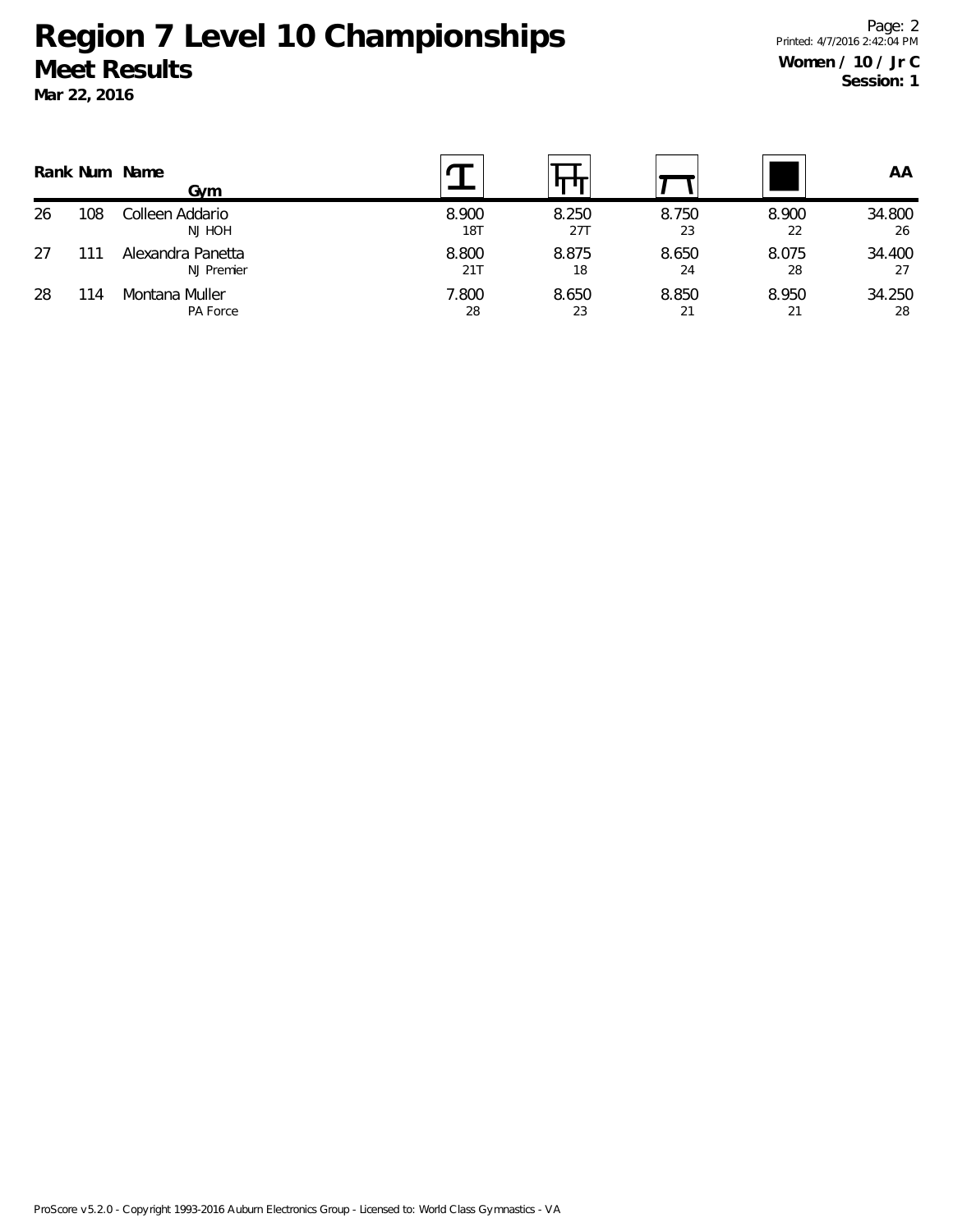# Region 7 Level 10 Championships

## Meet Results

**Mar 22, 2016**

Printed: 4/7/2016 2:42:04 PM

**Women / 10 / Jr C**
**Session: 1**

| Rank | Num | Name / Gym | Vault | Bars | Beam | Floor | AA |
|---|---|---|---|---|---|---|---|
| 26 | 108 | Colleen Addario<br>NJ HOH | 8.900<br>18T | 8.250<br>27T | 8.750<br>23 | 8.900<br>22 | 34.800<br>26 |
| 27 | 111 | Alexandra Panetta<br>NJ Premier | 8.800<br>21T | 8.875<br>18 | 8.650<br>24 | 8.075<br>28 | 34.400<br>27 |
| 28 | 114 | Montana Muller<br>PA Force | 7.800<br>28 | 8.650<br>23 | 8.850<br>21 | 8.950<br>21 | 34.250<br>28 |

ProScore v5.2.0 - Copyright 1993-2016 Auburn Electronics Group - Licensed to: World Class Gymnastics - VA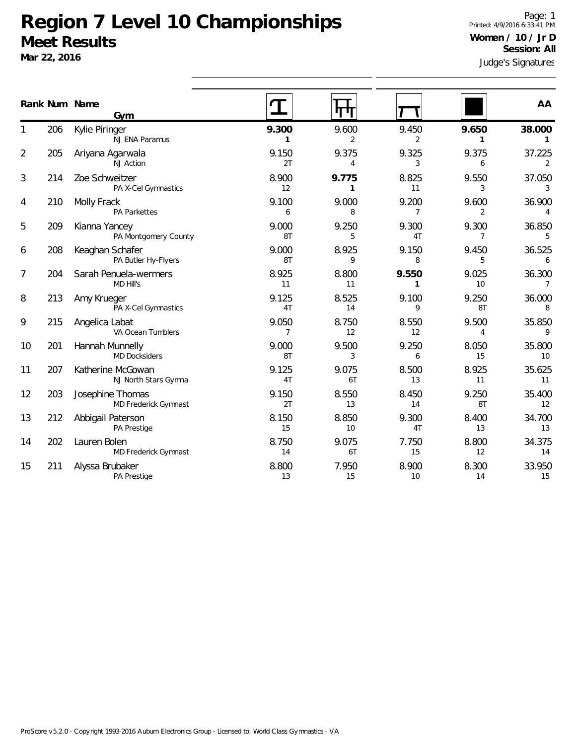# Region 7 Level 10 Championships

## Meet Results

**Mar 22, 2016**

Page: 1
Printed: 4/9/2016 6:33:41 PM

**Women / 10 / Jr D**
**Session: All**
Judge's Signatures

| Rank | Num | Name / Gym | Vault | Bars | Beam | Floor | AA |
|---|---|---|---|---|---|---|---|
| 1 | 206 | Kylie Piringer<br>NJ ENA Paramus | **9.300**<br>**1** | 9.600<br>2 | 9.450<br>2 | **9.650**<br>**1** | **38.000**<br>**1** |
| 2 | 205 | Ariyana Agarwala<br>NJ Action | 9.150<br>2T | 9.375<br>4 | 9.325<br>3 | 9.375<br>6 | 37.225<br>2 |
| 3 | 214 | Zoe Schweitzer<br>PA X-Cel Gymnastics | 8.900<br>12 | **9.775**<br>**1** | 8.825<br>11 | 9.550<br>3 | 37.050<br>3 |
| 4 | 210 | Molly Frack<br>PA Parkettes | 9.100<br>6 | 9.000<br>8 | 9.200<br>7 | 9.600<br>2 | 36.900<br>4 |
| 5 | 209 | Kianna Yancey<br>PA Montgomery County | 9.000<br>8T | 9.250<br>5 | 9.300<br>4T | 9.300<br>7 | 36.850<br>5 |
| 6 | 208 | Keaghan Schafer<br>PA Butler Hy-Flyers | 9.000<br>8T | 8.925<br>9 | 9.150<br>8 | 9.450<br>5 | 36.525<br>6 |
| 7 | 204 | Sarah Penuela-wermers<br>MD Hill's | 8.925<br>11 | 8.800<br>11 | **9.550**<br>**1** | 9.025<br>10 | 36.300<br>7 |
| 8 | 213 | Amy Krueger<br>PA X-Cel Gymnastics | 9.125<br>4T | 8.525<br>14 | 9.100<br>9 | 9.250<br>8T | 36.000<br>8 |
| 9 | 215 | Angelica Labat<br>VA Ocean Tumblers | 9.050<br>7 | 8.750<br>12 | 8.550<br>12 | 9.500<br>4 | 35.850<br>9 |
| 10 | 201 | Hannah Munnelly<br>MD Docksiders | 9.000<br>8T | 9.500<br>3 | 9.250<br>6 | 8.050<br>15 | 35.800<br>10 |
| 11 | 207 | Katherine McGowan<br>NJ North Stars Gymna | 9.125<br>4T | 9.075<br>6T | 8.500<br>13 | 8.925<br>11 | 35.625<br>11 |
| 12 | 203 | Josephine Thomas<br>MD Frederick Gymnast | 9.150<br>2T | 8.550<br>13 | 8.450<br>14 | 9.250<br>8T | 35.400<br>12 |
| 13 | 212 | Abbigail Paterson<br>PA Prestige | 8.150<br>15 | 8.850<br>10 | 9.300<br>4T | 8.400<br>13 | 34.700<br>13 |
| 14 | 202 | Lauren Bolen<br>MD Frederick Gymnast | 8.750<br>14 | 9.075<br>6T | 7.750<br>15 | 8.800<br>12 | 34.375<br>14 |
| 15 | 211 | Alyssa Brubaker<br>PA Prestige | 8.800<br>13 | 7.950<br>15 | 8.900<br>10 | 8.300<br>14 | 33.950<br>15 |

ProScore v5.2.0 - Copyright 1993-2016 Auburn Electronics Group - Licensed to: World Class Gymnastics - VA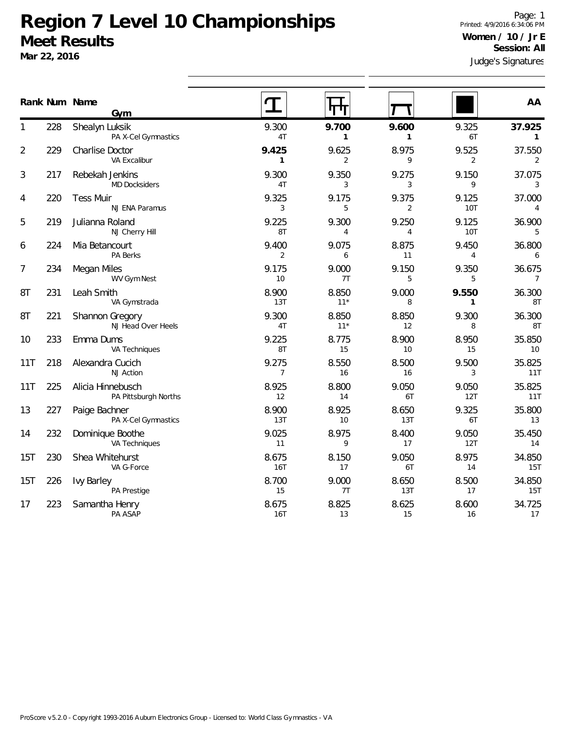# Region 7 Level 10 Championships

## Meet Results

**Mar 22, 2016**

Printed: 4/9/2016 6:34:06 PM

**Women / 10 / Jr E**

**Session: All**

Judge's Signatures

| Rank | Num | Name / Gym | Vault | Bars | Beam | Floor | AA |
|---|---|---|---|---|---|---|---|
| 1 | 228 | Shealyn Luksik<br>PA X-Cel Gymnastics | 9.300<br>4T | **9.700**<br>**1** | **9.600**<br>**1** | 9.325<br>6T | **37.925**<br>**1** |
| 2 | 229 | Charlise Doctor<br>VA Excalibur | **9.425**<br>**1** | 9.625<br>2 | 8.975<br>9 | 9.525<br>2 | 37.550<br>2 |
| 3 | 217 | Rebekah Jenkins<br>MD Docksiders | 9.300<br>4T | 9.350<br>3 | 9.275<br>3 | 9.150<br>9 | 37.075<br>3 |
| 4 | 220 | Tess Muir<br>NJ ENA Paramus | 9.325<br>3 | 9.175<br>5 | 9.375<br>2 | 9.125<br>10T | 37.000<br>4 |
| 5 | 219 | Julianna Roland<br>NJ Cherry Hill | 9.225<br>8T | 9.300<br>4 | 9.250<br>4 | 9.125<br>10T | 36.900<br>5 |
| 6 | 224 | Mia Betancourt<br>PA Berks | 9.400<br>2 | 9.075<br>6 | 8.875<br>11 | 9.450<br>4 | 36.800<br>6 |
| 7 | 234 | Megan Miles<br>WV Gym Nest | 9.175<br>10 | 9.000<br>7T | 9.150<br>5 | 9.350<br>5 | 36.675<br>7 |
| 8T | 231 | Leah Smith<br>VA Gymstrada | 8.900<br>13T | 8.850<br>11* | 9.000<br>8 | **9.550**<br>**1** | 36.300<br>8T |
| 8T | 221 | Shannon Gregory<br>NJ Head Over Heels | 9.300<br>4T | 8.850<br>11* | 8.850<br>12 | 9.300<br>8 | 36.300<br>8T |
| 10 | 233 | Emma Dums<br>VA Techniques | 9.225<br>8T | 8.775<br>15 | 8.900<br>10 | 8.950<br>15 | 35.850<br>10 |
| 11T | 218 | Alexandra Cucich<br>NJ Action | 9.275<br>7 | 8.550<br>16 | 8.500<br>16 | 9.500<br>3 | 35.825<br>11T |
| 11T | 225 | Alicia Hinnebusch<br>PA Pittsburgh Norths | 8.925<br>12 | 8.800<br>14 | 9.050<br>6T | 9.050<br>12T | 35.825<br>11T |
| 13 | 227 | Paige Bachner<br>PA X-Cel Gymnastics | 8.900<br>13T | 8.925<br>10 | 8.650<br>13T | 9.325<br>6T | 35.800<br>13 |
| 14 | 232 | Dominique Boothe<br>VA Techniques | 9.025<br>11 | 8.975<br>9 | 8.400<br>17 | 9.050<br>12T | 35.450<br>14 |
| 15T | 230 | Shea Whitehurst<br>VA G-Force | 8.675<br>16T | 8.150<br>17 | 9.050<br>6T | 8.975<br>14 | 34.850<br>15T |
| 15T | 226 | Ivy Barley<br>PA Prestige | 8.700<br>15 | 9.000<br>7T | 8.650<br>13T | 8.500<br>17 | 34.850<br>15T |
| 17 | 223 | Samantha Henry<br>PA ASAP | 8.675<br>16T | 8.825<br>13 | 8.625<br>15 | 8.600<br>16 | 34.725<br>17 |

ProScore v5.2.0 - Copyright 1993-2016 Auburn Electronics Group - Licensed to: World Class Gymnastics - VA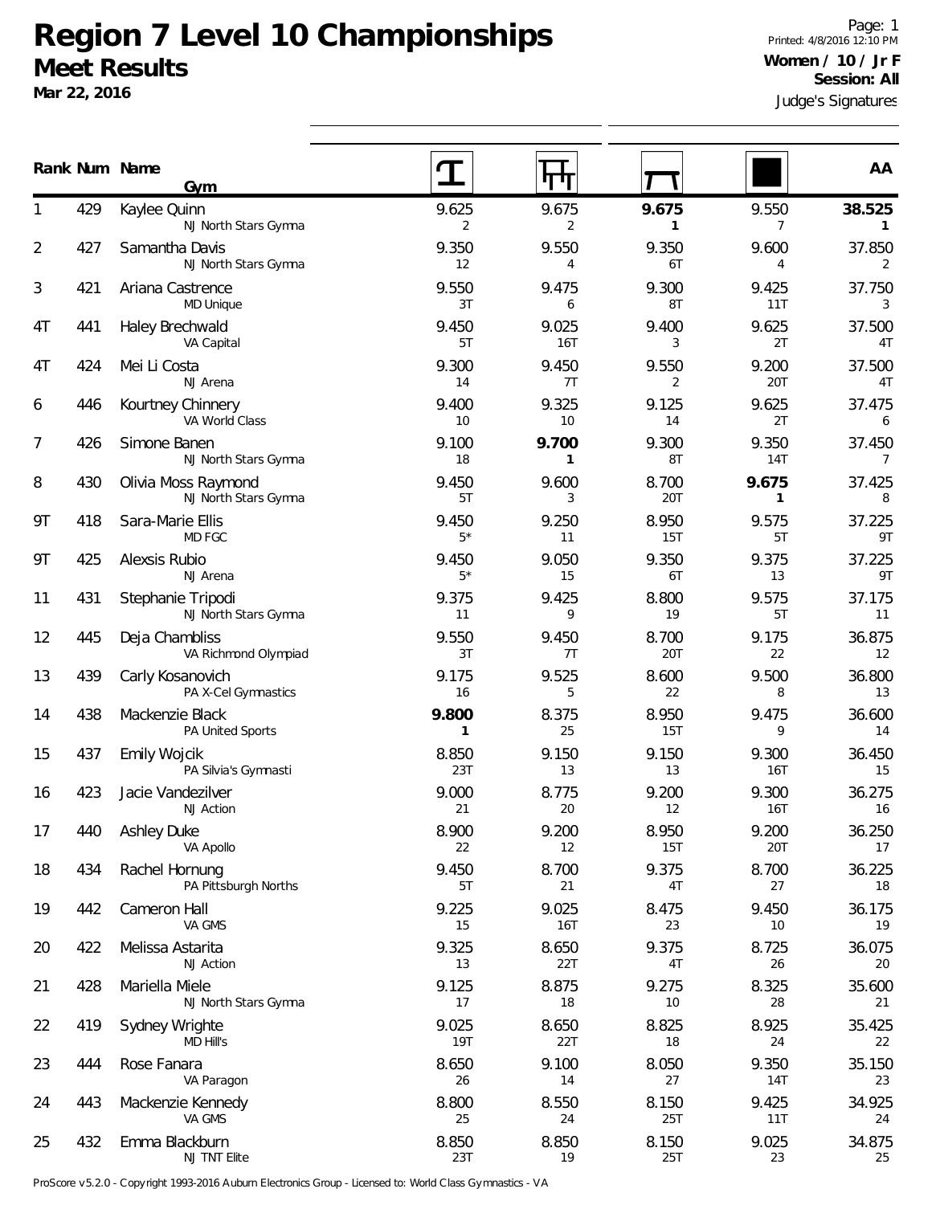# Region 7 Level 10 Championships

## Meet Results

**Mar 22, 2016**

Page: 1
Printed: 4/8/2016 12:10 PM
**Women / 10 / Jr F**
**Session: All**
Judge's Signatures

| Rank | Num | Name / Gym | Vault | Bars | Beam | Floor | AA |
|---|---|---|---|---|---|---|---|
| 1 | 429 | Kaylee Quinn<br>NJ North Stars Gymna | 9.625<br>2 | 9.675<br>2 | **9.675**<br>**1** | 9.550<br>7 | **38.525**<br>**1** |
| 2 | 427 | Samantha Davis<br>NJ North Stars Gymna | 9.350<br>12 | 9.550<br>4 | 9.350<br>6T | 9.600<br>4 | 37.850<br>2 |
| 3 | 421 | Ariana Castrence<br>MD Unique | 9.550<br>3T | 9.475<br>6 | 9.300<br>8T | 9.425<br>11T | 37.750<br>3 |
| 4T | 441 | Haley Brechwald<br>VA Capital | 9.450<br>5T | 9.025<br>16T | 9.400<br>3 | 9.625<br>2T | 37.500<br>4T |
| 4T | 424 | Mei Li Costa<br>NJ Arena | 9.300<br>14 | 9.450<br>7T | 9.550<br>2 | 9.200<br>20T | 37.500<br>4T |
| 6 | 446 | Kourtney Chinnery<br>VA World Class | 9.400<br>10 | 9.325<br>10 | 9.125<br>14 | 9.625<br>2T | 37.475<br>6 |
| 7 | 426 | Simone Banen<br>NJ North Stars Gymna | 9.100<br>18 | **9.700**<br>**1** | 9.300<br>8T | 9.350<br>14T | 37.450<br>7 |
| 8 | 430 | Olivia Moss Raymond<br>NJ North Stars Gymna | 9.450<br>5T | 9.600<br>3 | 8.700<br>20T | **9.675**<br>**1** | 37.425<br>8 |
| 9T | 418 | Sara-Marie Ellis<br>MD FGC | 9.450<br>5* | 9.250<br>11 | 8.950<br>15T | 9.575<br>5T | 37.225<br>9T |
| 9T | 425 | Alexsis Rubio<br>NJ Arena | 9.450<br>5* | 9.050<br>15 | 9.350<br>6T | 9.375<br>13 | 37.225<br>9T |
| 11 | 431 | Stephanie Tripodi<br>NJ North Stars Gymna | 9.375<br>11 | 9.425<br>9 | 8.800<br>19 | 9.575<br>5T | 37.175<br>11 |
| 12 | 445 | Deja Chambliss<br>VA Richmond Olympiad | 9.550<br>3T | 9.450<br>7T | 8.700<br>20T | 9.175<br>22 | 36.875<br>12 |
| 13 | 439 | Carly Kosanovich<br>PA X-Cel Gymnastics | 9.175<br>16 | 9.525<br>5 | 8.600<br>22 | 9.500<br>8 | 36.800<br>13 |
| 14 | 438 | Mackenzie Black<br>PA United Sports | **9.800**<br>**1** | 8.375<br>25 | 8.950<br>15T | 9.475<br>9 | 36.600<br>14 |
| 15 | 437 | Emily Wojcik<br>PA Silvia's Gymnasti | 8.850<br>23T | 9.150<br>13 | 9.150<br>13 | 9.300<br>16T | 36.450<br>15 |
| 16 | 423 | Jacie Vandezilver<br>NJ Action | 9.000<br>21 | 8.775<br>20 | 9.200<br>12 | 9.300<br>16T | 36.275<br>16 |
| 17 | 440 | Ashley Duke<br>VA Apollo | 8.900<br>22 | 9.200<br>12 | 8.950<br>15T | 9.200<br>20T | 36.250<br>17 |
| 18 | 434 | Rachel Hornung<br>PA Pittsburgh Norths | 9.450<br>5T | 8.700<br>21 | 9.375<br>4T | 8.700<br>27 | 36.225<br>18 |
| 19 | 442 | Cameron Hall<br>VA GMS | 9.225<br>15 | 9.025<br>16T | 8.475<br>23 | 9.450<br>10 | 36.175<br>19 |
| 20 | 422 | Melissa Astarita<br>NJ Action | 9.325<br>13 | 8.650<br>22T | 9.375<br>4T | 8.725<br>26 | 36.075<br>20 |
| 21 | 428 | Mariella Miele<br>NJ North Stars Gymna | 9.125<br>17 | 8.875<br>18 | 9.275<br>10 | 8.325<br>28 | 35.600<br>21 |
| 22 | 419 | Sydney Wrighte<br>MD Hill's | 9.025<br>19T | 8.650<br>22T | 8.825<br>18 | 8.925<br>24 | 35.425<br>22 |
| 23 | 444 | Rose Fanara<br>VA Paragon | 8.650<br>26 | 9.100<br>14 | 8.050<br>27 | 9.350<br>14T | 35.150<br>23 |
| 24 | 443 | Mackenzie Kennedy<br>VA GMS | 8.800<br>25 | 8.550<br>24 | 8.150<br>25T | 9.425<br>11T | 34.925<br>24 |
| 25 | 432 | Emma Blackburn<br>NJ TNT Elite | 8.850<br>23T | 8.850<br>19 | 8.150<br>25T | 9.025<br>23 | 34.875<br>25 |

ProScore v5.2.0 - Copyright 1993-2016 Auburn Electronics Group - Licensed to: World Class Gymnastics - VA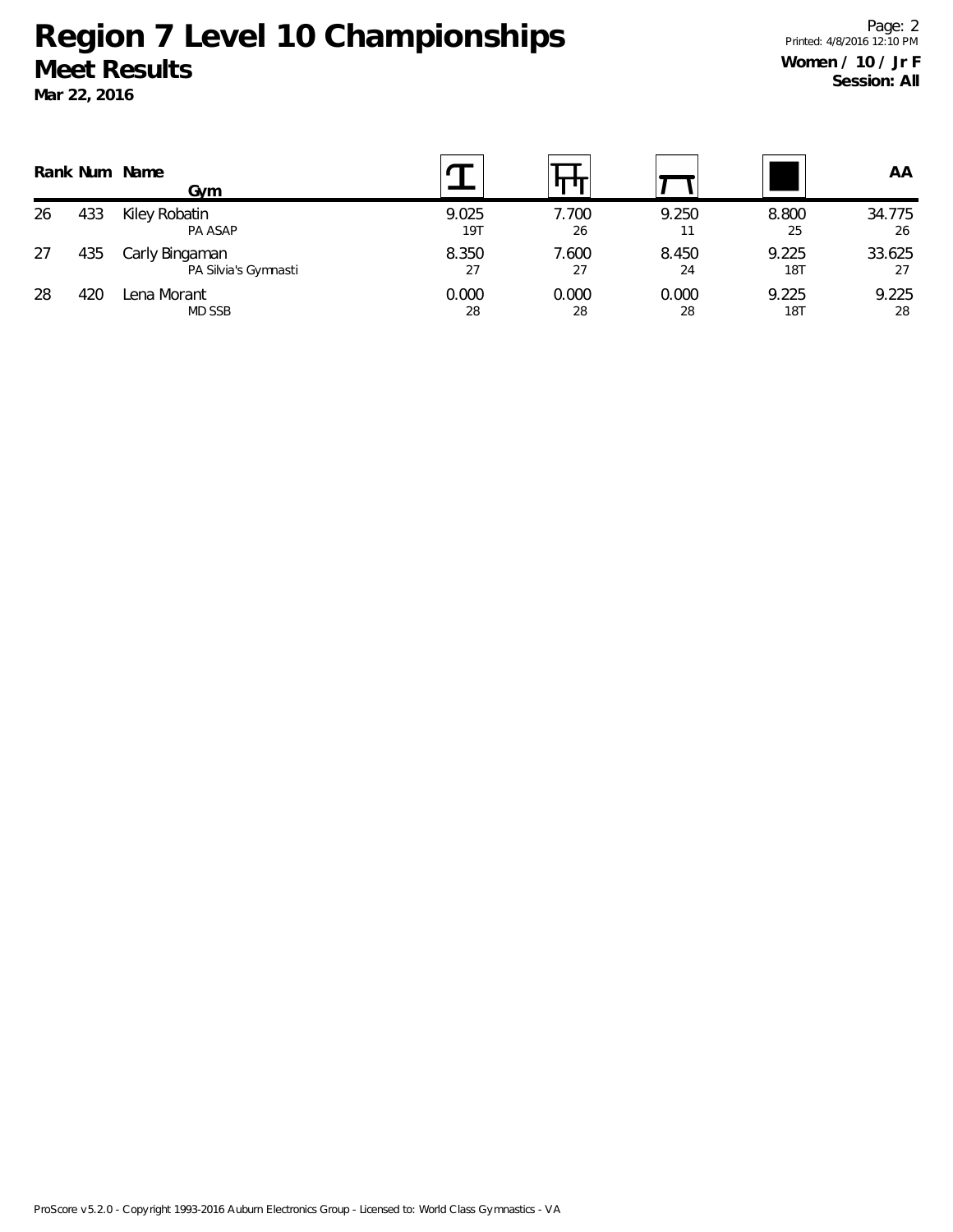# Region 7 Level 10 Championships

## Meet Results

**Mar 22, 2016**

**Women / 10 / Jr F**
**Session: All**

| Rank | Num | Name / Gym | Vault | Bars | Beam | Floor | AA |
|---|---|---|---|---|---|---|---|
| 26 | 433 | Kiley Robatin<br>PA ASAP | 9.025<br>19T | 7.700<br>26 | 9.250<br>11 | 8.800<br>25 | 34.775<br>26 |
| 27 | 435 | Carly Bingaman<br>PA Silvia's Gymnasti | 8.350<br>27 | 7.600<br>27 | 8.450<br>24 | 9.225<br>18T | 33.625<br>27 |
| 28 | 420 | Lena Morant<br>MD SSB | 0.000<br>28 | 0.000<br>28 | 0.000<br>28 | 9.225<br>18T | 9.225<br>28 |

ProScore v5.2.0 - Copyright 1993-2016 Auburn Electronics Group - Licensed to: World Class Gymnastics - VA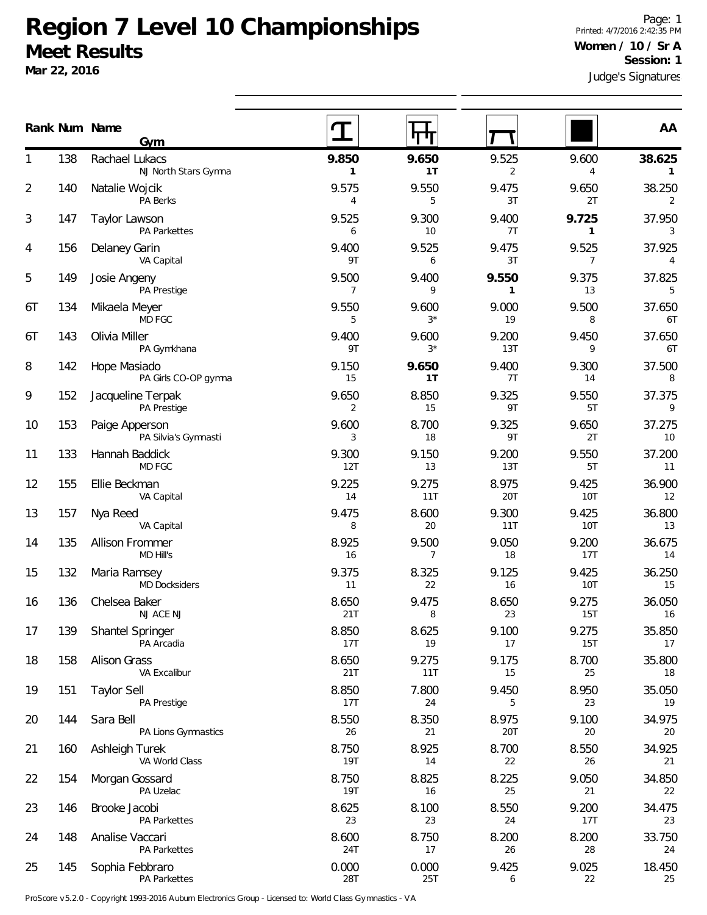# Region 7 Level 10 Championships

## Meet Results

**Mar 22, 2016**

Printed: 4/7/2016 2:42:35 PM

**Women / 10 / Sr A**

**Session: 1**

Judge's Signatures

| Rank | Num | Name / Gym | Vault | Bars | Beam | Floor | AA |
|---|---|---|---|---|---|---|---|
| 1 | 138 | Rachael Lukacs<br>NJ North Stars Gymna | **9.850**<br>**1** | **9.650**<br>**1T** | 9.525<br>2 | 9.600<br>4 | **38.625**<br>**1** |
| 2 | 140 | Natalie Wojcik<br>PA Berks | 9.575<br>4 | 9.550<br>5 | 9.475<br>3T | 9.650<br>2T | 38.250<br>2 |
| 3 | 147 | Taylor Lawson<br>PA Parkettes | 9.525<br>6 | 9.300<br>10 | 9.400<br>7T | **9.725**<br>**1** | 37.950<br>3 |
| 4 | 156 | Delaney Garin<br>VA Capital | 9.400<br>9T | 9.525<br>6 | 9.475<br>3T | 9.525<br>7 | 37.925<br>4 |
| 5 | 149 | Josie Angeny<br>PA Prestige | 9.500<br>7 | 9.400<br>9 | **9.550**<br>**1** | 9.375<br>13 | 37.825<br>5 |
| 6T | 134 | Mikaela Meyer<br>MD FGC | 9.550<br>5 | 9.600<br>3* | 9.000<br>19 | 9.500<br>8 | 37.650<br>6T |
| 6T | 143 | Olivia Miller<br>PA Gymkhana | 9.400<br>9T | 9.600<br>3* | 9.200<br>13T | 9.450<br>9 | 37.650<br>6T |
| 8 | 142 | Hope Masiado<br>PA Girls CO-OP gymna | 9.150<br>15 | **9.650**<br>**1T** | 9.400<br>7T | 9.300<br>14 | 37.500<br>8 |
| 9 | 152 | Jacqueline Terpak<br>PA Prestige | 9.650<br>2 | 8.850<br>15 | 9.325<br>9T | 9.550<br>5T | 37.375<br>9 |
| 10 | 153 | Paige Apperson<br>PA Silvia's Gymnasti | 9.600<br>3 | 8.700<br>18 | 9.325<br>9T | 9.650<br>2T | 37.275<br>10 |
| 11 | 133 | Hannah Baddick<br>MD FGC | 9.300<br>12T | 9.150<br>13 | 9.200<br>13T | 9.550<br>5T | 37.200<br>11 |
| 12 | 155 | Ellie Beckman<br>VA Capital | 9.225<br>14 | 9.275<br>11T | 8.975<br>20T | 9.425<br>10T | 36.900<br>12 |
| 13 | 157 | Nya Reed<br>VA Capital | 9.475<br>8 | 8.600<br>20 | 9.300<br>11T | 9.425<br>10T | 36.800<br>13 |
| 14 | 135 | Allison Frommer<br>MD Hill's | 8.925<br>16 | 9.500<br>7 | 9.050<br>18 | 9.200<br>17T | 36.675<br>14 |
| 15 | 132 | Maria Ramsey<br>MD Docksiders | 9.375<br>11 | 8.325<br>22 | 9.125<br>16 | 9.425<br>10T | 36.250<br>15 |
| 16 | 136 | Chelsea Baker<br>NJ ACE NJ | 8.650<br>21T | 9.475<br>8 | 8.650<br>23 | 9.275<br>15T | 36.050<br>16 |
| 17 | 139 | Shantel Springer<br>PA Arcadia | 8.850<br>17T | 8.625<br>19 | 9.100<br>17 | 9.275<br>15T | 35.850<br>17 |
| 18 | 158 | Alison Grass<br>VA Excalibur | 8.650<br>21T | 9.275<br>11T | 9.175<br>15 | 8.700<br>25 | 35.800<br>18 |
| 19 | 151 | Taylor Sell<br>PA Prestige | 8.850<br>17T | 7.800<br>24 | 9.450<br>5 | 8.950<br>23 | 35.050<br>19 |
| 20 | 144 | Sara Bell<br>PA Lions Gymnastics | 8.550<br>26 | 8.350<br>21 | 8.975<br>20T | 9.100<br>20 | 34.975<br>20 |
| 21 | 160 | Ashleigh Turek<br>VA World Class | 8.750<br>19T | 8.925<br>14 | 8.700<br>22 | 8.550<br>26 | 34.925<br>21 |
| 22 | 154 | Morgan Gossard<br>PA Uzelac | 8.750<br>19T | 8.825<br>16 | 8.225<br>25 | 9.050<br>21 | 34.850<br>22 |
| 23 | 146 | Brooke Jacobi<br>PA Parkettes | 8.625<br>23 | 8.100<br>23 | 8.550<br>24 | 9.200<br>17T | 34.475<br>23 |
| 24 | 148 | Analise Vaccari<br>PA Parkettes | 8.600<br>24T | 8.750<br>17 | 8.200<br>26 | 8.200<br>28 | 33.750<br>24 |
| 25 | 145 | Sophia Febbraro<br>PA Parkettes | 0.000<br>28T | 0.000<br>25T | 9.425<br>6 | 9.025<br>22 | 18.450<br>25 |

ProScore v5.2.0 - Copyright 1993-2016 Auburn Electronics Group - Licensed to: World Class Gymnastics - VA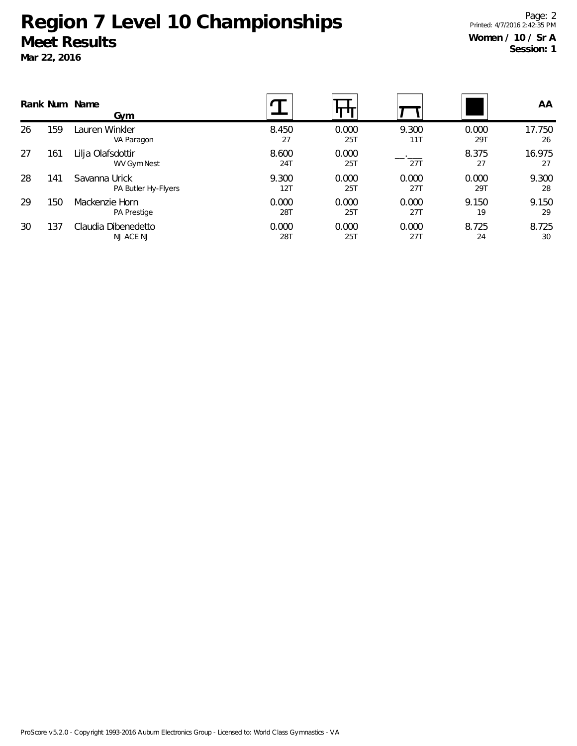# Region 7 Level 10 Championships

## Meet Results

**Mar 22, 2016**

Page: 2
Printed: 4/7/2016 2:42:35 PM
**Women / 10 / Sr A**
**Session: 1**

| Rank | Num | Name / Gym | Vault | Bars | Beam | Floor | AA |
|---|---|---|---|---|---|---|---|
| 26 | 159 | Lauren Winkler<br>VA Paragon | 8.450<br>27 | 0.000<br>25T | 9.300<br>11T | 0.000<br>29T | 17.750<br>26 |
| 27 | 161 | Lilja Olafsdottir<br>WV Gym Nest | 8.600<br>24T | 0.000<br>25T | __.___<br>27T | 8.375<br>27 | 16.975<br>27 |
| 28 | 141 | Savanna Urick<br>PA Butler Hy-Flyers | 9.300<br>12T | 0.000<br>25T | 0.000<br>27T | 0.000<br>29T | 9.300<br>28 |
| 29 | 150 | Mackenzie Horn<br>PA Prestige | 0.000<br>28T | 0.000<br>25T | 0.000<br>27T | 9.150<br>19 | 9.150<br>29 |
| 30 | 137 | Claudia Dibenedetto<br>NJ ACE NJ | 0.000<br>28T | 0.000<br>25T | 0.000<br>27T | 8.725<br>24 | 8.725<br>30 |

ProScore v5.2.0 - Copyright 1993-2016 Auburn Electronics Group - Licensed to: World Class Gymnastics - VA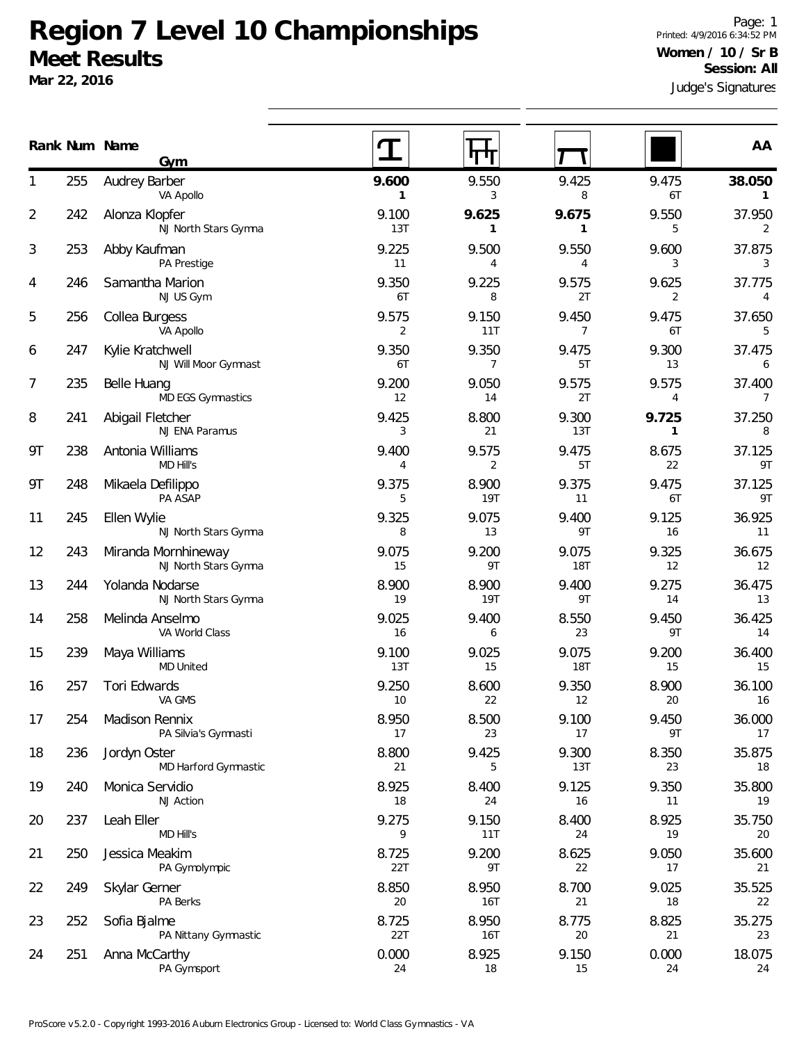# Region 7 Level 10 Championships

## Meet Results

**Mar 22, 2016**

Printed: 4/9/2016 6:34:52 PM

**Women / 10 / Sr B**

**Session: All**

Judge's Signatures

| Rank | Num | Name / Gym | Vault | Bars | Beam | Floor | AA |
|---|---|---|---|---|---|---|---|
| 1 | 255 | Audrey Barber<br>VA Apollo | **9.600**<br>**1** | 9.550<br>3 | 9.425<br>8 | 9.475<br>6T | **38.050**<br>**1** |
| 2 | 242 | Alonza Klopfer<br>NJ North Stars Gymna | 9.100<br>13T | **9.625**<br>**1** | **9.675**<br>**1** | 9.550<br>5 | 37.950<br>2 |
| 3 | 253 | Abby Kaufman<br>PA Prestige | 9.225<br>11 | 9.500<br>4 | 9.550<br>4 | 9.600<br>3 | 37.875<br>3 |
| 4 | 246 | Samantha Marion<br>NJ US Gym | 9.350<br>6T | 9.225<br>8 | 9.575<br>2T | 9.625<br>2 | 37.775<br>4 |
| 5 | 256 | Collea Burgess<br>VA Apollo | 9.575<br>2 | 9.150<br>11T | 9.450<br>7 | 9.475<br>6T | 37.650<br>5 |
| 6 | 247 | Kylie Kratchwell<br>NJ Will Moor Gymnast | 9.350<br>6T | 9.350<br>7 | 9.475<br>5T | 9.300<br>13 | 37.475<br>6 |
| 7 | 235 | Belle Huang<br>MD EGS Gymnastics | 9.200<br>12 | 9.050<br>14 | 9.575<br>2T | 9.575<br>4 | 37.400<br>7 |
| 8 | 241 | Abigail Fletcher<br>NJ ENA Paramus | 9.425<br>3 | 8.800<br>21 | 9.300<br>13T | **9.725**<br>**1** | 37.250<br>8 |
| 9T | 238 | Antonia Williams<br>MD Hill's | 9.400<br>4 | 9.575<br>2 | 9.475<br>5T | 8.675<br>22 | 37.125<br>9T |
| 9T | 248 | Mikaela Defilippo<br>PA ASAP | 9.375<br>5 | 8.900<br>19T | 9.375<br>11 | 9.475<br>6T | 37.125<br>9T |
| 11 | 245 | Ellen Wylie<br>NJ North Stars Gymna | 9.325<br>8 | 9.075<br>13 | 9.400<br>9T | 9.125<br>16 | 36.925<br>11 |
| 12 | 243 | Miranda Mornhineway<br>NJ North Stars Gymna | 9.075<br>15 | 9.200<br>9T | 9.075<br>18T | 9.325<br>12 | 36.675<br>12 |
| 13 | 244 | Yolanda Nodarse<br>NJ North Stars Gymna | 8.900<br>19 | 8.900<br>19T | 9.400<br>9T | 9.275<br>14 | 36.475<br>13 |
| 14 | 258 | Melinda Anselmo<br>VA World Class | 9.025<br>16 | 9.400<br>6 | 8.550<br>23 | 9.450<br>9T | 36.425<br>14 |
| 15 | 239 | Maya Williams<br>MD United | 9.100<br>13T | 9.025<br>15 | 9.075<br>18T | 9.200<br>15 | 36.400<br>15 |
| 16 | 257 | Tori Edwards<br>VA GMS | 9.250<br>10 | 8.600<br>22 | 9.350<br>12 | 8.900<br>20 | 36.100<br>16 |
| 17 | 254 | Madison Rennix<br>PA Silvia's Gymnasti | 8.950<br>17 | 8.500<br>23 | 9.100<br>17 | 9.450<br>9T | 36.000<br>17 |
| 18 | 236 | Jordyn Oster<br>MD Harford Gymnastic | 8.800<br>21 | 9.425<br>5 | 9.300<br>13T | 8.350<br>23 | 35.875<br>18 |
| 19 | 240 | Monica Servidio<br>NJ Action | 8.925<br>18 | 8.400<br>24 | 9.125<br>16 | 9.350<br>11 | 35.800<br>19 |
| 20 | 237 | Leah Eller<br>MD Hill's | 9.275<br>9 | 9.150<br>11T | 8.400<br>24 | 8.925<br>19 | 35.750<br>20 |
| 21 | 250 | Jessica Meakim<br>PA Gymolympic | 8.725<br>22T | 9.200<br>9T | 8.625<br>22 | 9.050<br>17 | 35.600<br>21 |
| 22 | 249 | Skylar Gerner<br>PA Berks | 8.850<br>20 | 8.950<br>16T | 8.700<br>21 | 9.025<br>18 | 35.525<br>22 |
| 23 | 252 | Sofia Bjalme<br>PA Nittany Gymnastic | 8.725<br>22T | 8.950<br>16T | 8.775<br>20 | 8.825<br>21 | 35.275<br>23 |
| 24 | 251 | Anna McCarthy<br>PA Gymsport | 0.000<br>24 | 8.925<br>18 | 9.150<br>15 | 0.000<br>24 | 18.075<br>24 |

ProScore v5.2.0 - Copyright 1993-2016 Auburn Electronics Group - Licensed to: World Class Gymnastics - VA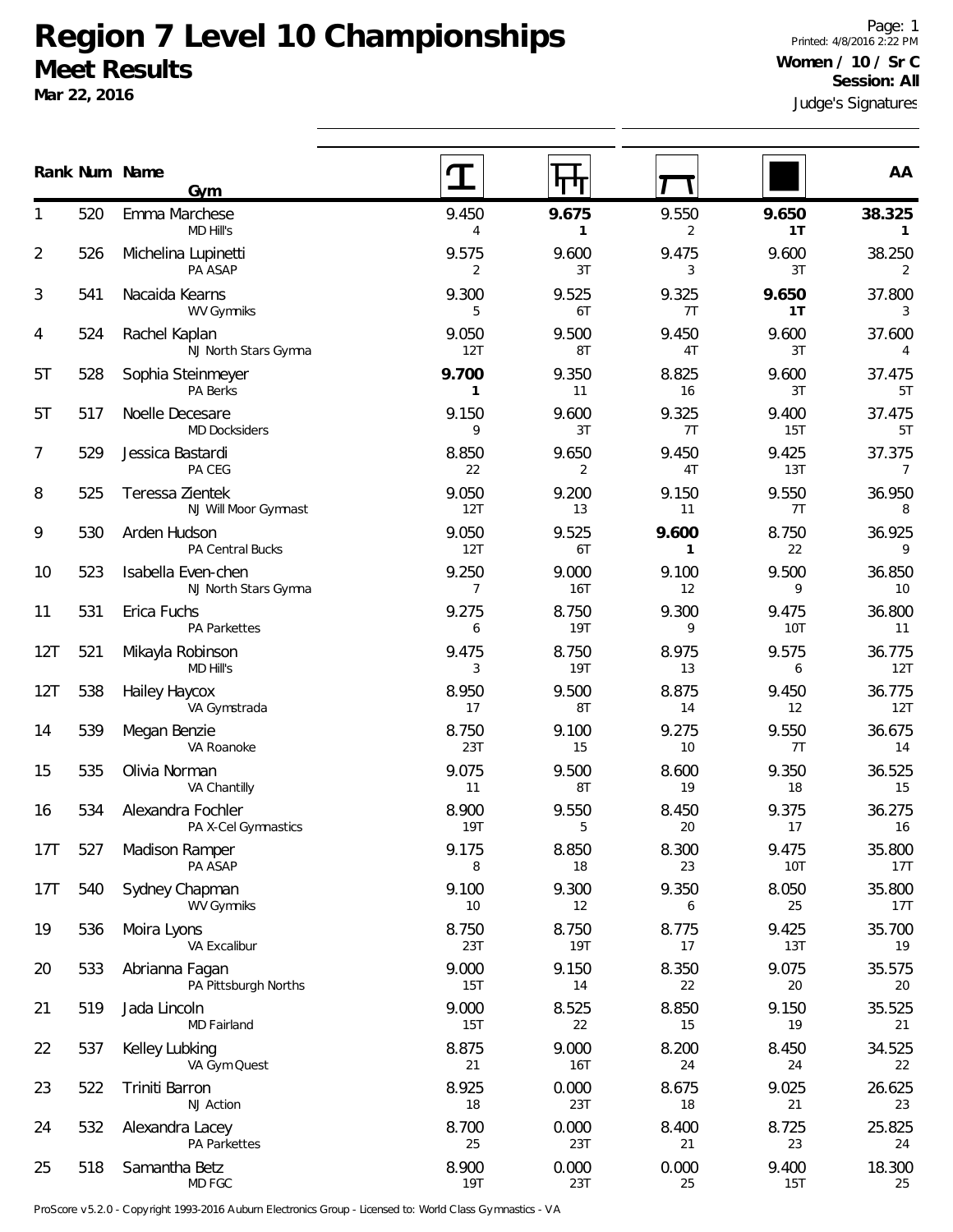# Region 7 Level 10 Championships

## Meet Results

**Mar 22, 2016**

Page: 1
Printed: 4/8/2016 2:22 PM

**Women / 10 / Sr C**
**Session: All**

Judge's Signatures

| Rank | Num | Name / Gym | Vault | Bars | Beam | Floor | AA |
|---|---|---|---|---|---|---|---|
| 1 | 520 | Emma Marchese<br>MD Hill's | 9.450<br>4 | **9.675**<br>**1** | 9.550<br>2 | **9.650**<br>**1T** | **38.325**<br>**1** |
| 2 | 526 | Michelina Lupinetti<br>PA ASAP | 9.575<br>2 | 9.600<br>3T | 9.475<br>3 | 9.600<br>3T | 38.250<br>2 |
| 3 | 541 | Nacaida Kearns<br>WV Gymniks | 9.300<br>5 | 9.525<br>6T | 9.325<br>7T | **9.650**<br>**1T** | 37.800<br>3 |
| 4 | 524 | Rachel Kaplan<br>NJ North Stars Gymna | 9.050<br>12T | 9.500<br>8T | 9.450<br>4T | 9.600<br>3T | 37.600<br>4 |
| 5T | 528 | Sophia Steinmeyer<br>PA Berks | **9.700**<br>**1** | 9.350<br>11 | 8.825<br>16 | 9.600<br>3T | 37.475<br>5T |
| 5T | 517 | Noelle Decesare<br>MD Docksiders | 9.150<br>9 | 9.600<br>3T | 9.325<br>7T | 9.400<br>15T | 37.475<br>5T |
| 7 | 529 | Jessica Bastardi<br>PA CEG | 8.850<br>22 | 9.650<br>2 | 9.450<br>4T | 9.425<br>13T | 37.375<br>7 |
| 8 | 525 | Teressa Zientek<br>NJ Will Moor Gymnast | 9.050<br>12T | 9.200<br>13 | 9.150<br>11 | 9.550<br>7T | 36.950<br>8 |
| 9 | 530 | Arden Hudson<br>PA Central Bucks | 9.050<br>12T | 9.525<br>6T | **9.600**<br>**1** | 8.750<br>22 | 36.925<br>9 |
| 10 | 523 | Isabella Even-chen<br>NJ North Stars Gymna | 9.250<br>7 | 9.000<br>16T | 9.100<br>12 | 9.500<br>9 | 36.850<br>10 |
| 11 | 531 | Erica Fuchs<br>PA Parkettes | 9.275<br>6 | 8.750<br>19T | 9.300<br>9 | 9.475<br>10T | 36.800<br>11 |
| 12T | 521 | Mikayla Robinson<br>MD Hill's | 9.475<br>3 | 8.750<br>19T | 8.975<br>13 | 9.575<br>6 | 36.775<br>12T |
| 12T | 538 | Hailey Haycox<br>VA Gymstrada | 8.950<br>17 | 9.500<br>8T | 8.875<br>14 | 9.450<br>12 | 36.775<br>12T |
| 14 | 539 | Megan Benzie<br>VA Roanoke | 8.750<br>23T | 9.100<br>15 | 9.275<br>10 | 9.550<br>7T | 36.675<br>14 |
| 15 | 535 | Olivia Norman<br>VA Chantilly | 9.075<br>11 | 9.500<br>8T | 8.600<br>19 | 9.350<br>18 | 36.525<br>15 |
| 16 | 534 | Alexandra Fochler<br>PA X-Cel Gymnastics | 8.900<br>19T | 9.550<br>5 | 8.450<br>20 | 9.375<br>17 | 36.275<br>16 |
| 17T | 527 | Madison Ramper<br>PA ASAP | 9.175<br>8 | 8.850<br>18 | 8.300<br>23 | 9.475<br>10T | 35.800<br>17T |
| 17T | 540 | Sydney Chapman<br>WV Gymniks | 9.100<br>10 | 9.300<br>12 | 9.350<br>6 | 8.050<br>25 | 35.800<br>17T |
| 19 | 536 | Moira Lyons<br>VA Excalibur | 8.750<br>23T | 8.750<br>19T | 8.775<br>17 | 9.425<br>13T | 35.700<br>19 |
| 20 | 533 | Abrianna Fagan<br>PA Pittsburgh Norths | 9.000<br>15T | 9.150<br>14 | 8.350<br>22 | 9.075<br>20 | 35.575<br>20 |
| 21 | 519 | Jada Lincoln<br>MD Fairland | 9.000<br>15T | 8.525<br>22 | 8.850<br>15 | 9.150<br>19 | 35.525<br>21 |
| 22 | 537 | Kelley Lubking<br>VA Gym Quest | 8.875<br>21 | 9.000<br>16T | 8.200<br>24 | 8.450<br>24 | 34.525<br>22 |
| 23 | 522 | Triniti Barron<br>NJ Action | 8.925<br>18 | 0.000<br>23T | 8.675<br>18 | 9.025<br>21 | 26.625<br>23 |
| 24 | 532 | Alexandra Lacey<br>PA Parkettes | 8.700<br>25 | 0.000<br>23T | 8.400<br>21 | 8.725<br>23 | 25.825<br>24 |
| 25 | 518 | Samantha Betz<br>MD FGC | 8.900<br>19T | 0.000<br>23T | 0.000<br>25 | 9.400<br>15T | 18.300<br>25 |

ProScore v5.2.0 - Copyright 1993-2016 Auburn Electronics Group - Licensed to: World Class Gymnastics - VA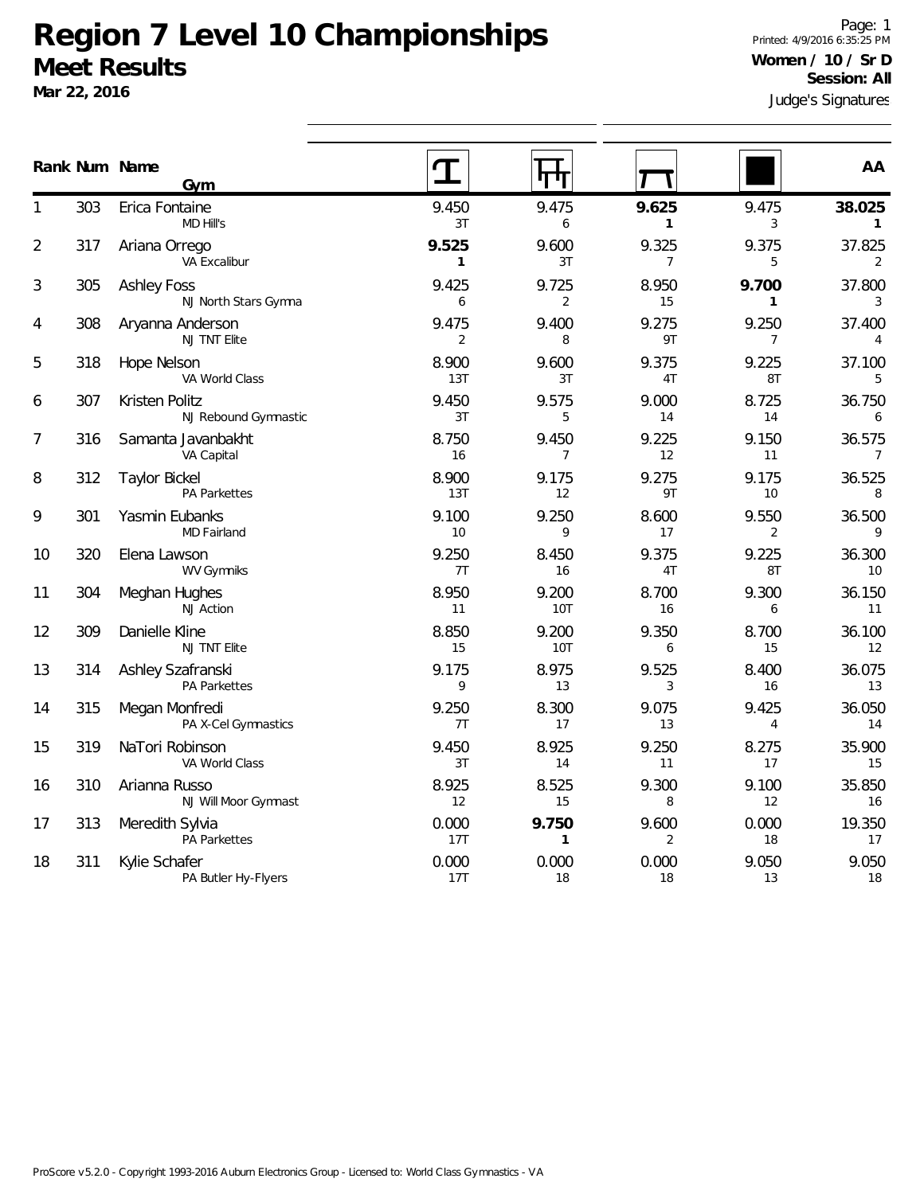# Region 7 Level 10 Championships

## Meet Results

**Mar 22, 2016**

Printed: 4/9/2016 6:35:25 PM

**Women / 10 / Sr D**

**Session: All**

Judge's Signatures

| Rank | Num | Name / Gym | Vault | Bars | Beam | Floor | AA |
|---|---|---|---|---|---|---|---|
| 1 | 303 | Erica Fontaine<br>MD Hill's | 9.450<br>3T | 9.475<br>6 | **9.625**<br>**1** | 9.475<br>3 | **38.025**<br>**1** |
| 2 | 317 | Ariana Orrego<br>VA Excalibur | **9.525**<br>**1** | 9.600<br>3T | 9.325<br>7 | 9.375<br>5 | 37.825<br>2 |
| 3 | 305 | Ashley Foss<br>NJ North Stars Gymna | 9.425<br>6 | 9.725<br>2 | 8.950<br>15 | **9.700**<br>**1** | 37.800<br>3 |
| 4 | 308 | Aryanna Anderson<br>NJ TNT Elite | 9.475<br>2 | 9.400<br>8 | 9.275<br>9T | 9.250<br>7 | 37.400<br>4 |
| 5 | 318 | Hope Nelson<br>VA World Class | 8.900<br>13T | 9.600<br>3T | 9.375<br>4T | 9.225<br>8T | 37.100<br>5 |
| 6 | 307 | Kristen Politz<br>NJ Rebound Gymnastic | 9.450<br>3T | 9.575<br>5 | 9.000<br>14 | 8.725<br>14 | 36.750<br>6 |
| 7 | 316 | Samanta Javanbakht<br>VA Capital | 8.750<br>16 | 9.450<br>7 | 9.225<br>12 | 9.150<br>11 | 36.575<br>7 |
| 8 | 312 | Taylor Bickel<br>PA Parkettes | 8.900<br>13T | 9.175<br>12 | 9.275<br>9T | 9.175<br>10 | 36.525<br>8 |
| 9 | 301 | Yasmin Eubanks<br>MD Fairland | 9.100<br>10 | 9.250<br>9 | 8.600<br>17 | 9.550<br>2 | 36.500<br>9 |
| 10 | 320 | Elena Lawson<br>WV Gymniks | 9.250<br>7T | 8.450<br>16 | 9.375<br>4T | 9.225<br>8T | 36.300<br>10 |
| 11 | 304 | Meghan Hughes<br>NJ Action | 8.950<br>11 | 9.200<br>10T | 8.700<br>16 | 9.300<br>6 | 36.150<br>11 |
| 12 | 309 | Danielle Kline<br>NJ TNT Elite | 8.850<br>15 | 9.200<br>10T | 9.350<br>6 | 8.700<br>15 | 36.100<br>12 |
| 13 | 314 | Ashley Szafranski<br>PA Parkettes | 9.175<br>9 | 8.975<br>13 | 9.525<br>3 | 8.400<br>16 | 36.075<br>13 |
| 14 | 315 | Megan Monfredi<br>PA X-Cel Gymnastics | 9.250<br>7T | 8.300<br>17 | 9.075<br>13 | 9.425<br>4 | 36.050<br>14 |
| 15 | 319 | NaTori Robinson<br>VA World Class | 9.450<br>3T | 8.925<br>14 | 9.250<br>11 | 8.275<br>17 | 35.900<br>15 |
| 16 | 310 | Arianna Russo<br>NJ Will Moor Gymnast | 8.925<br>12 | 8.525<br>15 | 9.300<br>8 | 9.100<br>12 | 35.850<br>16 |
| 17 | 313 | Meredith Sylvia<br>PA Parkettes | 0.000<br>17T | **9.750**<br>**1** | 9.600<br>2 | 0.000<br>18 | 19.350<br>17 |
| 18 | 311 | Kylie Schafer<br>PA Butler Hy-Flyers | 0.000<br>17T | 0.000<br>18 | 0.000<br>18 | 9.050<br>13 | 9.050<br>18 |

ProScore v5.2.0 - Copyright 1993-2016 Auburn Electronics Group - Licensed to: World Class Gymnastics - VA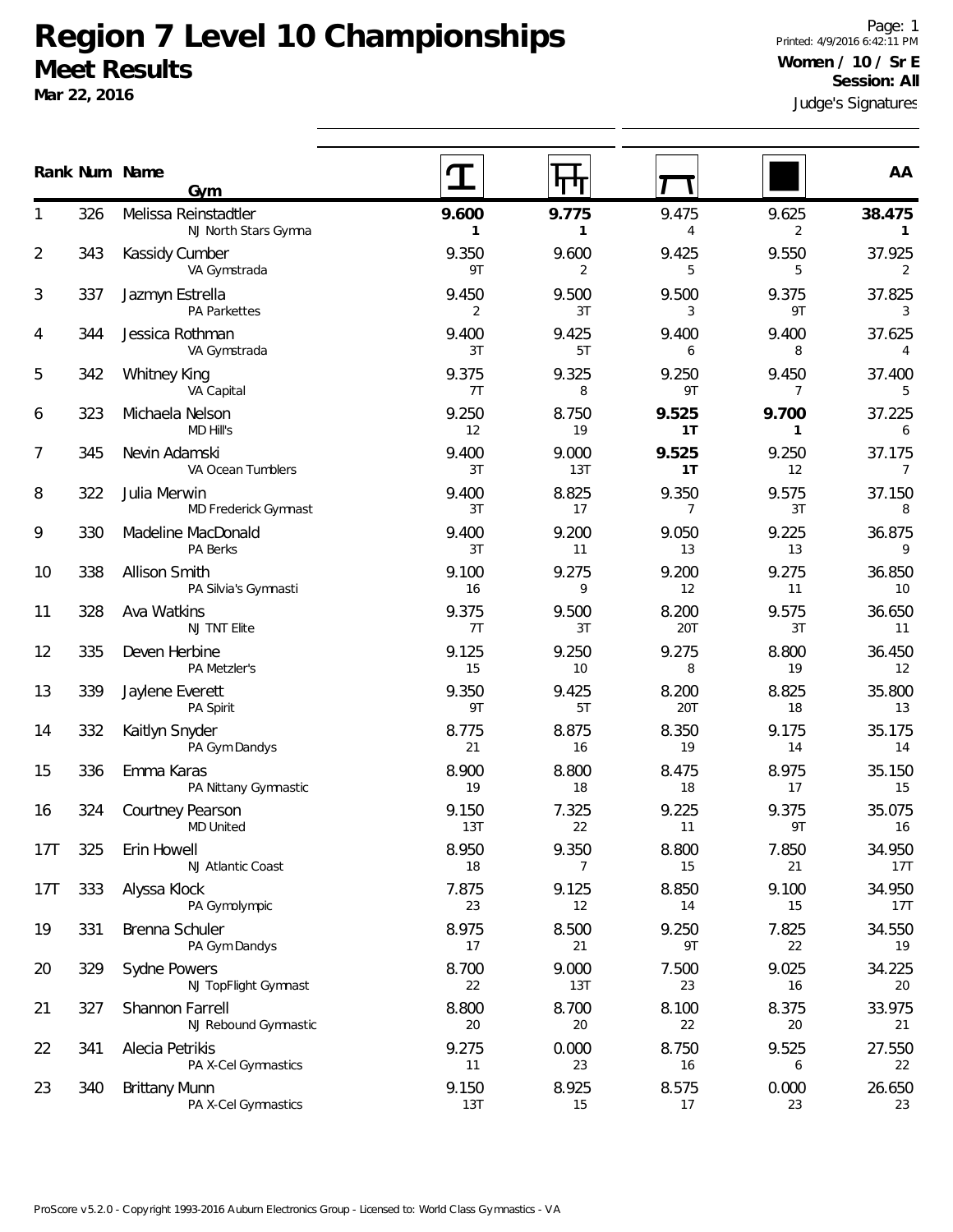# Region 7 Level 10 Championships

## Meet Results

**Mar 22, 2016**

Page: 1
Printed: 4/9/2016 6:42:11 PM

**Women / 10 / Sr E**
**Session: All**

Judge's Signatures

| Rank | Num | Name / Gym | Vault | Bars | Beam | Floor | AA |
|---|---|---|---|---|---|---|---|
| 1 | 326 | Melissa Reinstadtler<br>NJ North Stars Gymna | **9.600**<br>**1** | **9.775**<br>**1** | 9.475<br>4 | 9.625<br>2 | **38.475**<br>**1** |
| 2 | 343 | Kassidy Cumber<br>VA Gymstrada | 9.350<br>9T | 9.600<br>2 | 9.425<br>5 | 9.550<br>5 | 37.925<br>2 |
| 3 | 337 | Jazmyn Estrella<br>PA Parkettes | 9.450<br>2 | 9.500<br>3T | 9.500<br>3 | 9.375<br>9T | 37.825<br>3 |
| 4 | 344 | Jessica Rothman<br>VA Gymstrada | 9.400<br>3T | 9.425<br>5T | 9.400<br>6 | 9.400<br>8 | 37.625<br>4 |
| 5 | 342 | Whitney King<br>VA Capital | 9.375<br>7T | 9.325<br>8 | 9.250<br>9T | 9.450<br>7 | 37.400<br>5 |
| 6 | 323 | Michaela Nelson<br>MD Hill's | 9.250<br>12 | 8.750<br>19 | **9.525**<br>**1T** | **9.700**<br>**1** | 37.225<br>6 |
| 7 | 345 | Nevin Adamski<br>VA Ocean Tumblers | 9.400<br>3T | 9.000<br>13T | **9.525**<br>**1T** | 9.250<br>12 | 37.175<br>7 |
| 8 | 322 | Julia Merwin<br>MD Frederick Gymnast | 9.400<br>3T | 8.825<br>17 | 9.350<br>7 | 9.575<br>3T | 37.150<br>8 |
| 9 | 330 | Madeline MacDonald<br>PA Berks | 9.400<br>3T | 9.200<br>11 | 9.050<br>13 | 9.225<br>13 | 36.875<br>9 |
| 10 | 338 | Allison Smith<br>PA Silvia's Gymnasti | 9.100<br>16 | 9.275<br>9 | 9.200<br>12 | 9.275<br>11 | 36.850<br>10 |
| 11 | 328 | Ava Watkins<br>NJ TNT Elite | 9.375<br>7T | 9.500<br>3T | 8.200<br>20T | 9.575<br>3T | 36.650<br>11 |
| 12 | 335 | Deven Herbine<br>PA Metzler's | 9.125<br>15 | 9.250<br>10 | 9.275<br>8 | 8.800<br>19 | 36.450<br>12 |
| 13 | 339 | Jaylene Everett<br>PA Spirit | 9.350<br>9T | 9.425<br>5T | 8.200<br>20T | 8.825<br>18 | 35.800<br>13 |
| 14 | 332 | Kaitlyn Snyder<br>PA Gym Dandys | 8.775<br>21 | 8.875<br>16 | 8.350<br>19 | 9.175<br>14 | 35.175<br>14 |
| 15 | 336 | Emma Karas<br>PA Nittany Gymnastic | 8.900<br>19 | 8.800<br>18 | 8.475<br>18 | 8.975<br>17 | 35.150<br>15 |
| 16 | 324 | Courtney Pearson<br>MD United | 9.150<br>13T | 7.325<br>22 | 9.225<br>11 | 9.375<br>9T | 35.075<br>16 |
| 17T | 325 | Erin Howell<br>NJ Atlantic Coast | 8.950<br>18 | 9.350<br>7 | 8.800<br>15 | 7.850<br>21 | 34.950<br>17T |
| 17T | 333 | Alyssa Klock<br>PA Gymolympic | 7.875<br>23 | 9.125<br>12 | 8.850<br>14 | 9.100<br>15 | 34.950<br>17T |
| 19 | 331 | Brenna Schuler<br>PA Gym Dandys | 8.975<br>17 | 8.500<br>21 | 9.250<br>9T | 7.825<br>22 | 34.550<br>19 |
| 20 | 329 | Sydne Powers<br>NJ TopFlight Gymnast | 8.700<br>22 | 9.000<br>13T | 7.500<br>23 | 9.025<br>16 | 34.225<br>20 |
| 21 | 327 | Shannon Farrell<br>NJ Rebound Gymnastic | 8.800<br>20 | 8.700<br>20 | 8.100<br>22 | 8.375<br>20 | 33.975<br>21 |
| 22 | 341 | Alecia Petrikis<br>PA X-Cel Gymnastics | 9.275<br>11 | 0.000<br>23 | 8.750<br>16 | 9.525<br>6 | 27.550<br>22 |
| 23 | 340 | Brittany Munn<br>PA X-Cel Gymnastics | 9.150<br>13T | 8.925<br>15 | 8.575<br>17 | 0.000<br>23 | 26.650<br>23 |

ProScore v5.2.0 - Copyright 1993-2016 Auburn Electronics Group - Licensed to: World Class Gymnastics - VA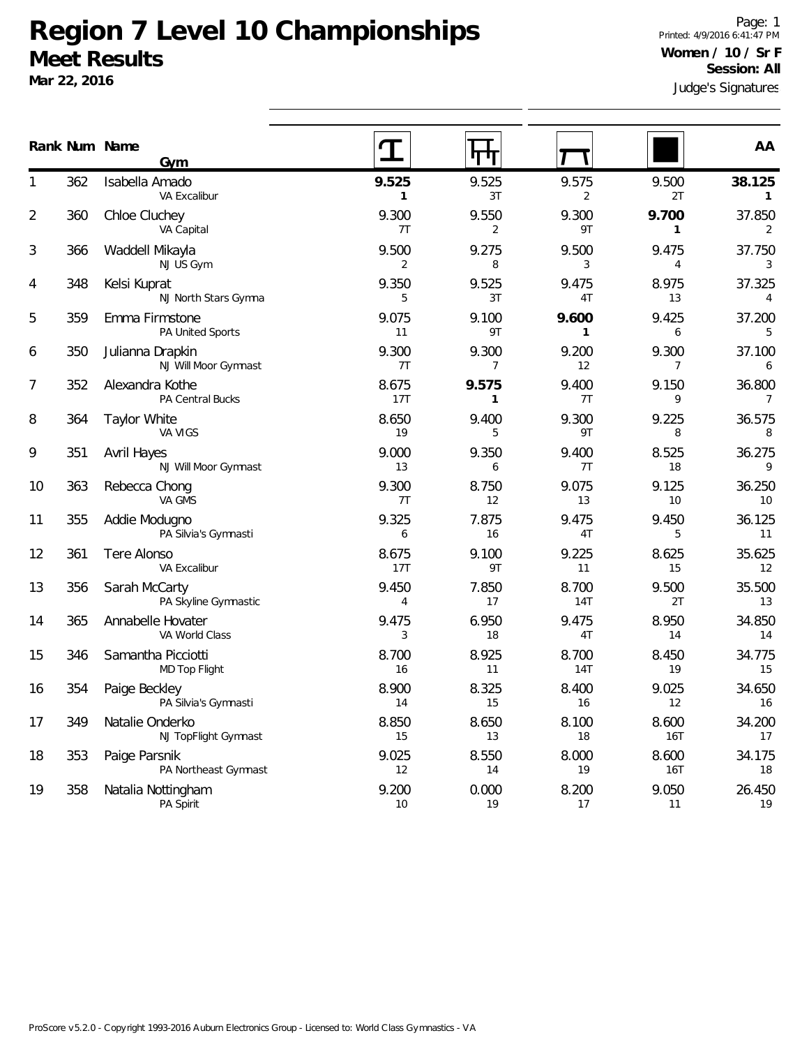# Region 7 Level 10 Championships

## Meet Results

**Mar 22, 2016**

Printed: 4/9/2016 6:41:47 PM

**Women / 10 / Sr F**

**Session: All**

Judge's Signatures

| Rank | Num | Name / Gym | Vault | Bars | Beam | Floor | AA |
|---|---|---|---|---|---|---|---|
| 1 | 362 | Isabella Amado<br>VA Excalibur | **9.525**<br>**1** | 9.525<br>3T | 9.575<br>2 | 9.500<br>2T | **38.125**<br>**1** |
| 2 | 360 | Chloe Cluchey<br>VA Capital | 9.300<br>7T | 9.550<br>2 | 9.300<br>9T | **9.700**<br>**1** | 37.850<br>2 |
| 3 | 366 | Waddell Mikayla<br>NJ US Gym | 9.500<br>2 | 9.275<br>8 | 9.500<br>3 | 9.475<br>4 | 37.750<br>3 |
| 4 | 348 | Kelsi Kuprat<br>NJ North Stars Gymna | 9.350<br>5 | 9.525<br>3T | 9.475<br>4T | 8.975<br>13 | 37.325<br>4 |
| 5 | 359 | Emma Firmstone<br>PA United Sports | 9.075<br>11 | 9.100<br>9T | **9.600**<br>**1** | 9.425<br>6 | 37.200<br>5 |
| 6 | 350 | Julianna Drapkin<br>NJ Will Moor Gymnast | 9.300<br>7T | 9.300<br>7 | 9.200<br>12 | 9.300<br>7 | 37.100<br>6 |
| 7 | 352 | Alexandra Kothe<br>PA Central Bucks | 8.675<br>17T | **9.575**<br>**1** | 9.400<br>7T | 9.150<br>9 | 36.800<br>7 |
| 8 | 364 | Taylor White<br>VA VIGS | 8.650<br>19 | 9.400<br>5 | 9.300<br>9T | 9.225<br>8 | 36.575<br>8 |
| 9 | 351 | Avril Hayes<br>NJ Will Moor Gymnast | 9.000<br>13 | 9.350<br>6 | 9.400<br>7T | 8.525<br>18 | 36.275<br>9 |
| 10 | 363 | Rebecca Chong<br>VA GMS | 9.300<br>7T | 8.750<br>12 | 9.075<br>13 | 9.125<br>10 | 36.250<br>10 |
| 11 | 355 | Addie Modugno<br>PA Silvia's Gymnasti | 9.325<br>6 | 7.875<br>16 | 9.475<br>4T | 9.450<br>5 | 36.125<br>11 |
| 12 | 361 | Tere Alonso<br>VA Excalibur | 8.675<br>17T | 9.100<br>9T | 9.225<br>11 | 8.625<br>15 | 35.625<br>12 |
| 13 | 356 | Sarah McCarty<br>PA Skyline Gymnastic | 9.450<br>4 | 7.850<br>17 | 8.700<br>14T | 9.500<br>2T | 35.500<br>13 |
| 14 | 365 | Annabelle Hovater<br>VA World Class | 9.475<br>3 | 6.950<br>18 | 9.475<br>4T | 8.950<br>14 | 34.850<br>14 |
| 15 | 346 | Samantha Picciotti<br>MD Top Flight | 8.700<br>16 | 8.925<br>11 | 8.700<br>14T | 8.450<br>19 | 34.775<br>15 |
| 16 | 354 | Paige Beckley<br>PA Silvia's Gymnasti | 8.900<br>14 | 8.325<br>15 | 8.400<br>16 | 9.025<br>12 | 34.650<br>16 |
| 17 | 349 | Natalie Onderko<br>NJ TopFlight Gymnast | 8.850<br>15 | 8.650<br>13 | 8.100<br>18 | 8.600<br>16T | 34.200<br>17 |
| 18 | 353 | Paige Parsnik<br>PA Northeast Gymnast | 9.025<br>12 | 8.550<br>14 | 8.000<br>19 | 8.600<br>16T | 34.175<br>18 |
| 19 | 358 | Natalia Nottingham<br>PA Spirit | 9.200<br>10 | 0.000<br>19 | 8.200<br>17 | 9.050<br>11 | 26.450<br>19 |

ProScore v5.2.0 - Copyright 1993-2016 Auburn Electronics Group - Licensed to: World Class Gymnastics - VA